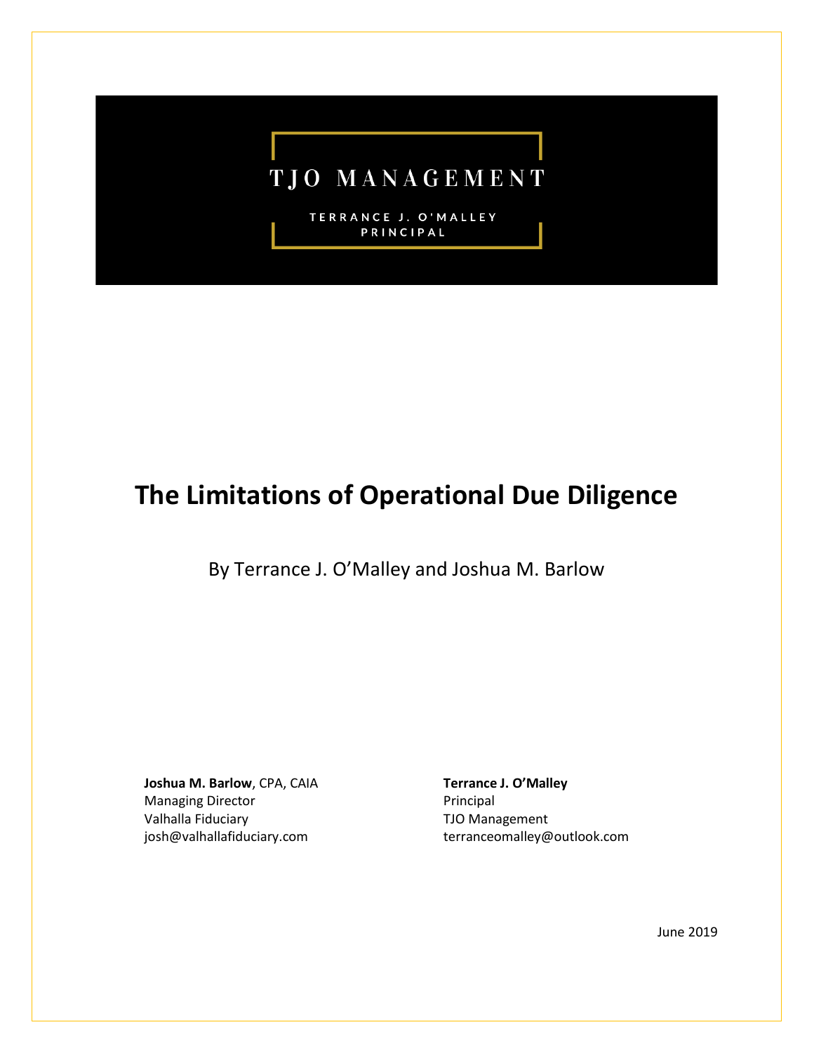TJO MANAGEMENT

TERRANCE J. O'MALLEY
PRINCIPAL

# The Limitations of Operational Due Diligence

By Terrance J. O'Malley and Joshua M. Barlow

**Joshua M. Barlow**, CPA, CAIA
Managing Director
Valhalla Fiduciary
josh@valhallafiduciary.com

**Terrance J. O'Malley**
Principal
TJO Management
terranceomalley@outlook.com

June 2019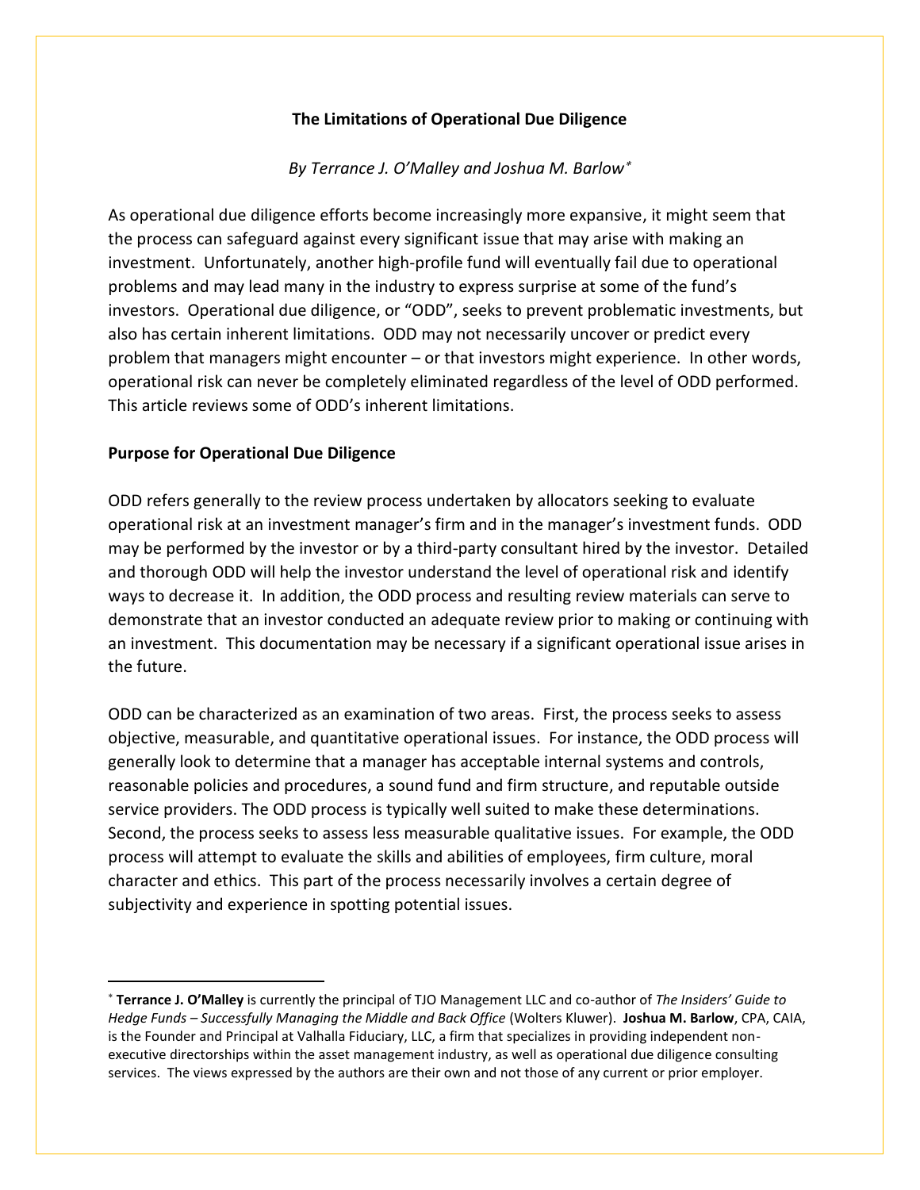**The Limitations of Operational Due Diligence**

*By Terrance J. O'Malley and Joshua M. Barlow*[*]

As operational due diligence efforts become increasingly more expansive, it might seem that the process can safeguard against every significant issue that may arise with making an investment. Unfortunately, another high-profile fund will eventually fail due to operational problems and may lead many in the industry to express surprise at some of the fund's investors. Operational due diligence, or "ODD", seeks to prevent problematic investments, but also has certain inherent limitations. ODD may not necessarily uncover or predict every problem that managers might encounter – or that investors might experience. In other words, operational risk can never be completely eliminated regardless of the level of ODD performed. This article reviews some of ODD's inherent limitations.

## Purpose for Operational Due Diligence

ODD refers generally to the review process undertaken by allocators seeking to evaluate operational risk at an investment manager's firm and in the manager's investment funds. ODD may be performed by the investor or by a third-party consultant hired by the investor. Detailed and thorough ODD will help the investor understand the level of operational risk and identify ways to decrease it. In addition, the ODD process and resulting review materials can serve to demonstrate that an investor conducted an adequate review prior to making or continuing with an investment. This documentation may be necessary if a significant operational issue arises in the future.

ODD can be characterized as an examination of two areas. First, the process seeks to assess objective, measurable, and quantitative operational issues. For instance, the ODD process will generally look to determine that a manager has acceptable internal systems and controls, reasonable policies and procedures, a sound fund and firm structure, and reputable outside service providers. The ODD process is typically well suited to make these determinations. Second, the process seeks to assess less measurable qualitative issues. For example, the ODD process will attempt to evaluate the skills and abilities of employees, firm culture, moral character and ethics. This part of the process necessarily involves a certain degree of subjectivity and experience in spotting potential issues.

---

[*] **Terrance J. O'Malley** is currently the principal of TJO Management LLC and co-author of *The Insiders' Guide to Hedge Funds – Successfully Managing the Middle and Back Office* (Wolters Kluwer). **Joshua M. Barlow**, CPA, CAIA, is the Founder and Principal at Valhalla Fiduciary, LLC, a firm that specializes in providing independent non-executive directorships within the asset management industry, as well as operational due diligence consulting services. The views expressed by the authors are their own and not those of any current or prior employer.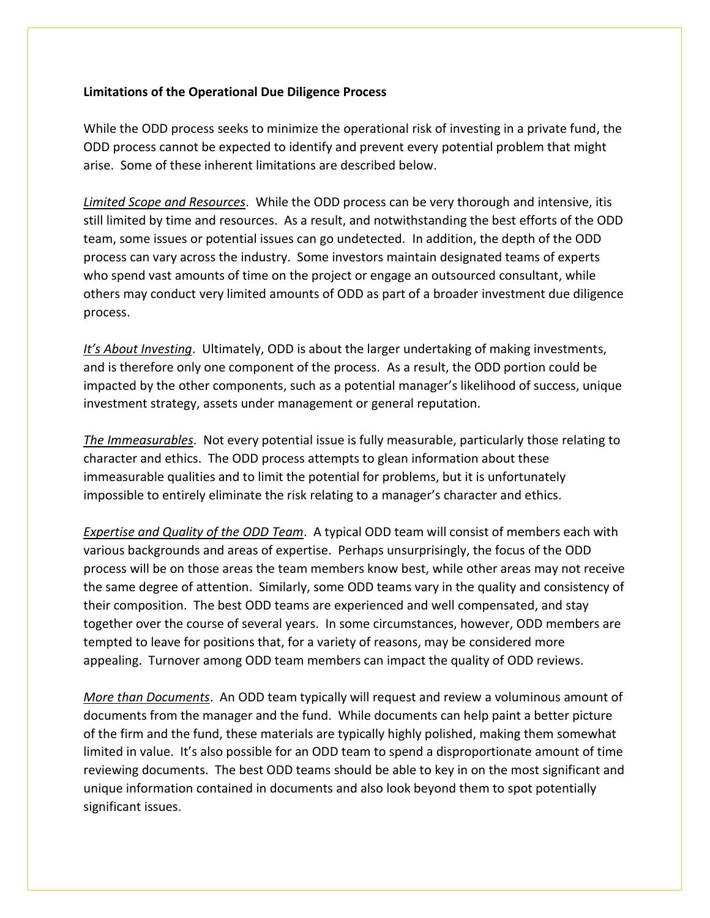**Limitations of the Operational Due Diligence Process**

While the ODD process seeks to minimize the operational risk of investing in a private fund, the ODD process cannot be expected to identify and prevent every potential problem that might arise. Some of these inherent limitations are described below.

*Limited Scope and Resources*. While the ODD process can be very thorough and intensive, itis still limited by time and resources. As a result, and notwithstanding the best efforts of the ODD team, some issues or potential issues can go undetected. In addition, the depth of the ODD process can vary across the industry. Some investors maintain designated teams of experts who spend vast amounts of time on the project or engage an outsourced consultant, while others may conduct very limited amounts of ODD as part of a broader investment due diligence process.

*It's About Investing*. Ultimately, ODD is about the larger undertaking of making investments, and is therefore only one component of the process. As a result, the ODD portion could be impacted by the other components, such as a potential manager's likelihood of success, unique investment strategy, assets under management or general reputation.

*The Immeasurables*. Not every potential issue is fully measurable, particularly those relating to character and ethics. The ODD process attempts to glean information about these immeasurable qualities and to limit the potential for problems, but it is unfortunately impossible to entirely eliminate the risk relating to a manager's character and ethics.

*Expertise and Quality of the ODD Team*. A typical ODD team will consist of members each with various backgrounds and areas of expertise. Perhaps unsurprisingly, the focus of the ODD process will be on those areas the team members know best, while other areas may not receive the same degree of attention. Similarly, some ODD teams vary in the quality and consistency of their composition. The best ODD teams are experienced and well compensated, and stay together over the course of several years. In some circumstances, however, ODD members are tempted to leave for positions that, for a variety of reasons, may be considered more appealing. Turnover among ODD team members can impact the quality of ODD reviews.

*More than Documents*. An ODD team typically will request and review a voluminous amount of documents from the manager and the fund. While documents can help paint a better picture of the firm and the fund, these materials are typically highly polished, making them somewhat limited in value. It's also possible for an ODD team to spend a disproportionate amount of time reviewing documents. The best ODD teams should be able to key in on the most significant and unique information contained in documents and also look beyond them to spot potentially significant issues.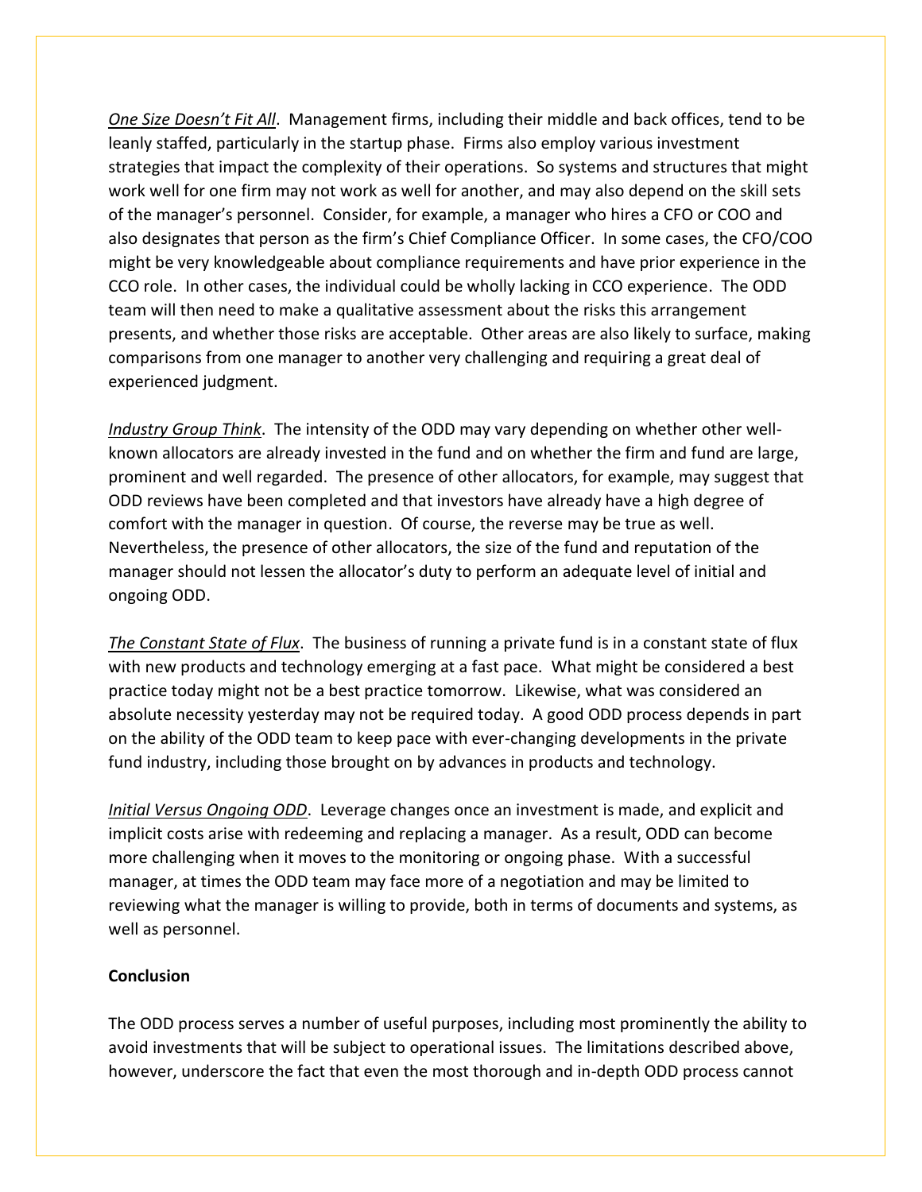*One Size Doesn't Fit All*. Management firms, including their middle and back offices, tend to be leanly staffed, particularly in the startup phase. Firms also employ various investment strategies that impact the complexity of their operations. So systems and structures that might work well for one firm may not work as well for another, and may also depend on the skill sets of the manager's personnel. Consider, for example, a manager who hires a CFO or COO and also designates that person as the firm's Chief Compliance Officer. In some cases, the CFO/COO might be very knowledgeable about compliance requirements and have prior experience in the CCO role. In other cases, the individual could be wholly lacking in CCO experience. The ODD team will then need to make a qualitative assessment about the risks this arrangement presents, and whether those risks are acceptable. Other areas are also likely to surface, making comparisons from one manager to another very challenging and requiring a great deal of experienced judgment.

*Industry Group Think*. The intensity of the ODD may vary depending on whether other well-known allocators are already invested in the fund and on whether the firm and fund are large, prominent and well regarded. The presence of other allocators, for example, may suggest that ODD reviews have been completed and that investors have already have a high degree of comfort with the manager in question. Of course, the reverse may be true as well. Nevertheless, the presence of other allocators, the size of the fund and reputation of the manager should not lessen the allocator's duty to perform an adequate level of initial and ongoing ODD.

*The Constant State of Flux*. The business of running a private fund is in a constant state of flux with new products and technology emerging at a fast pace. What might be considered a best practice today might not be a best practice tomorrow. Likewise, what was considered an absolute necessity yesterday may not be required today. A good ODD process depends in part on the ability of the ODD team to keep pace with ever-changing developments in the private fund industry, including those brought on by advances in products and technology.

*Initial Versus Ongoing ODD*. Leverage changes once an investment is made, and explicit and implicit costs arise with redeeming and replacing a manager. As a result, ODD can become more challenging when it moves to the monitoring or ongoing phase. With a successful manager, at times the ODD team may face more of a negotiation and may be limited to reviewing what the manager is willing to provide, both in terms of documents and systems, as well as personnel.

**Conclusion**

The ODD process serves a number of useful purposes, including most prominently the ability to avoid investments that will be subject to operational issues. The limitations described above, however, underscore the fact that even the most thorough and in-depth ODD process cannot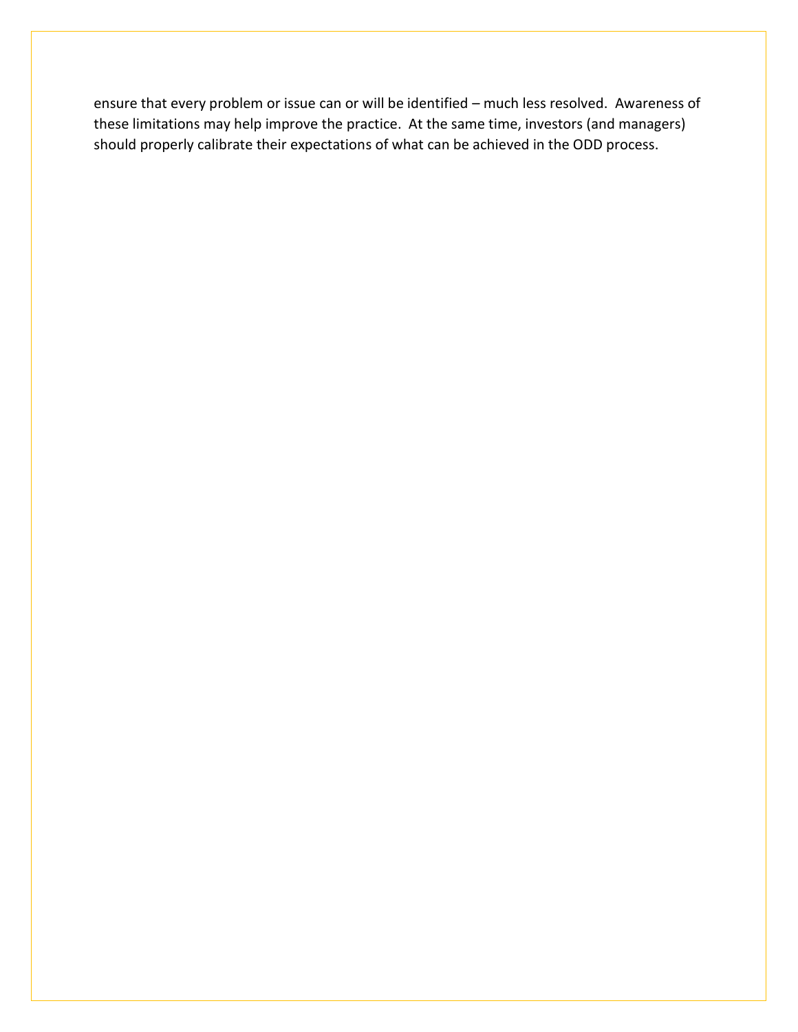ensure that every problem or issue can or will be identified – much less resolved. Awareness of these limitations may help improve the practice. At the same time, investors (and managers) should properly calibrate their expectations of what can be achieved in the ODD process.